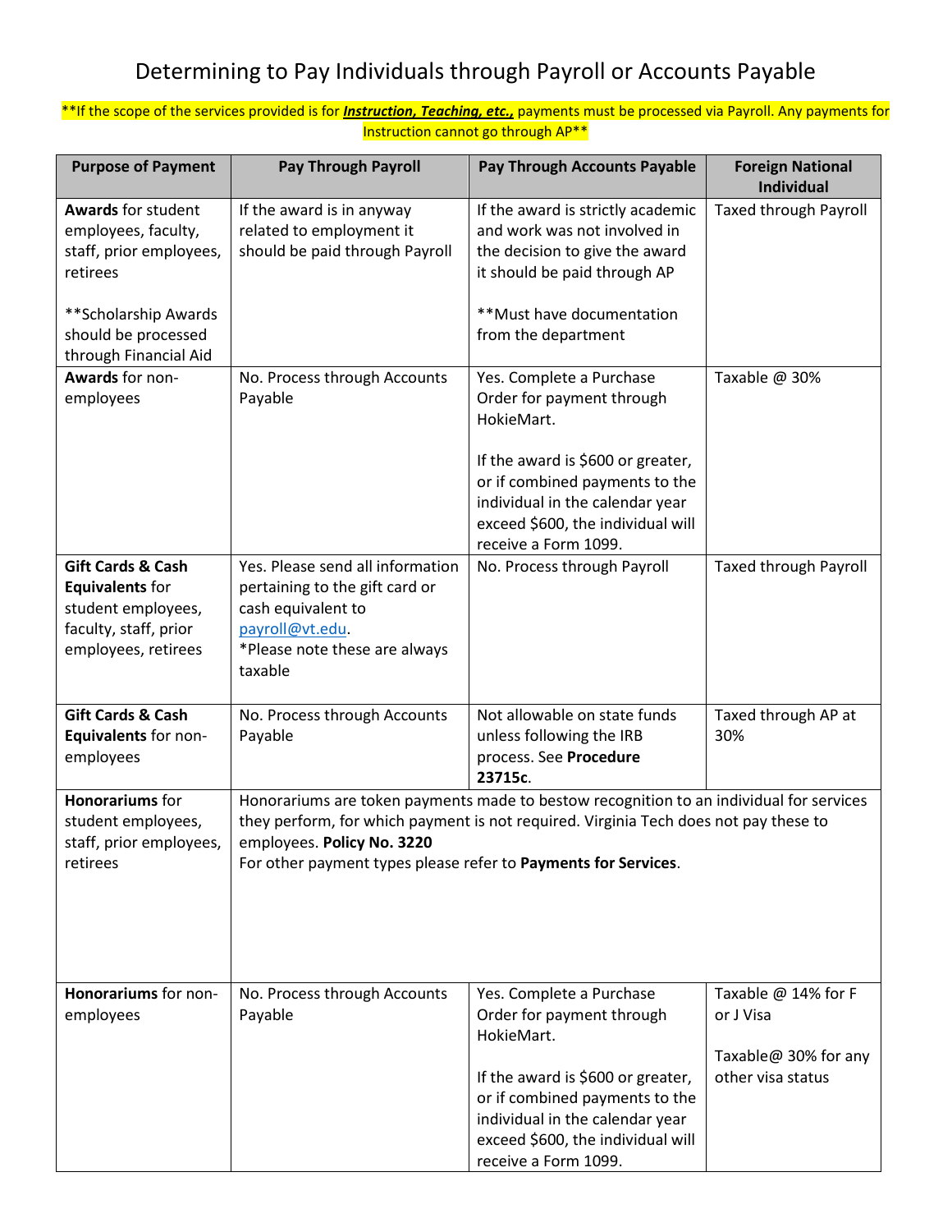# Determining to Pay Individuals through Payroll or Accounts Payable

**If the scope of the services provided is for ***Instruction, Teaching, etc.,*** payments must be processed via Payroll. Any payments for Instruction cannot go through AP**

| Purpose of Payment | Pay Through Payroll | Pay Through Accounts Payable | Foreign National Individual |
|---|---|---|---|
| **Awards** for student employees, faculty, staff, prior employees, retirees<br><br>**Scholarship Awards should be processed through Financial Aid | If the award is in anyway related to employment it should be paid through Payroll | If the award is strictly academic and work was not involved in the decision to give the award it should be paid through AP<br><br>**Must have documentation from the department | Taxed through Payroll |
| **Awards** for non-employees | No. Process through Accounts Payable | Yes. Complete a Purchase Order for payment through HokieMart.<br><br>If the award is $600 or greater, or if combined payments to the individual in the calendar year exceed $600, the individual will receive a Form 1099. | Taxable @ 30% |
| **Gift Cards & Cash Equivalents** for student employees, faculty, staff, prior employees, retirees | Yes. Please send all information pertaining to the gift card or cash equivalent to payroll@vt.edu.<br>*Please note these are always taxable | No. Process through Payroll | Taxed through Payroll |
| **Gift Cards & Cash Equivalents** for non-employees | No. Process through Accounts Payable | Not allowable on state funds unless following the IRB process. See **Procedure 23715c**. | Taxed through AP at 30% |
| **Honorariums** for student employees, staff, prior employees, retirees | Honorariums are token payments made to bestow recognition to an individual for services they perform, for which payment is not required. Virginia Tech does not pay these to employees. **Policy No. 3220**<br>For other payment types please refer to **Payments for Services**. | | |
| **Honorariums** for non-employees | No. Process through Accounts Payable | Yes. Complete a Purchase Order for payment through HokieMart.<br><br>If the award is $600 or greater, or if combined payments to the individual in the calendar year exceed $600, the individual will receive a Form 1099. | Taxable @ 14% for F or J Visa<br><br>Taxable@ 30% for any other visa status |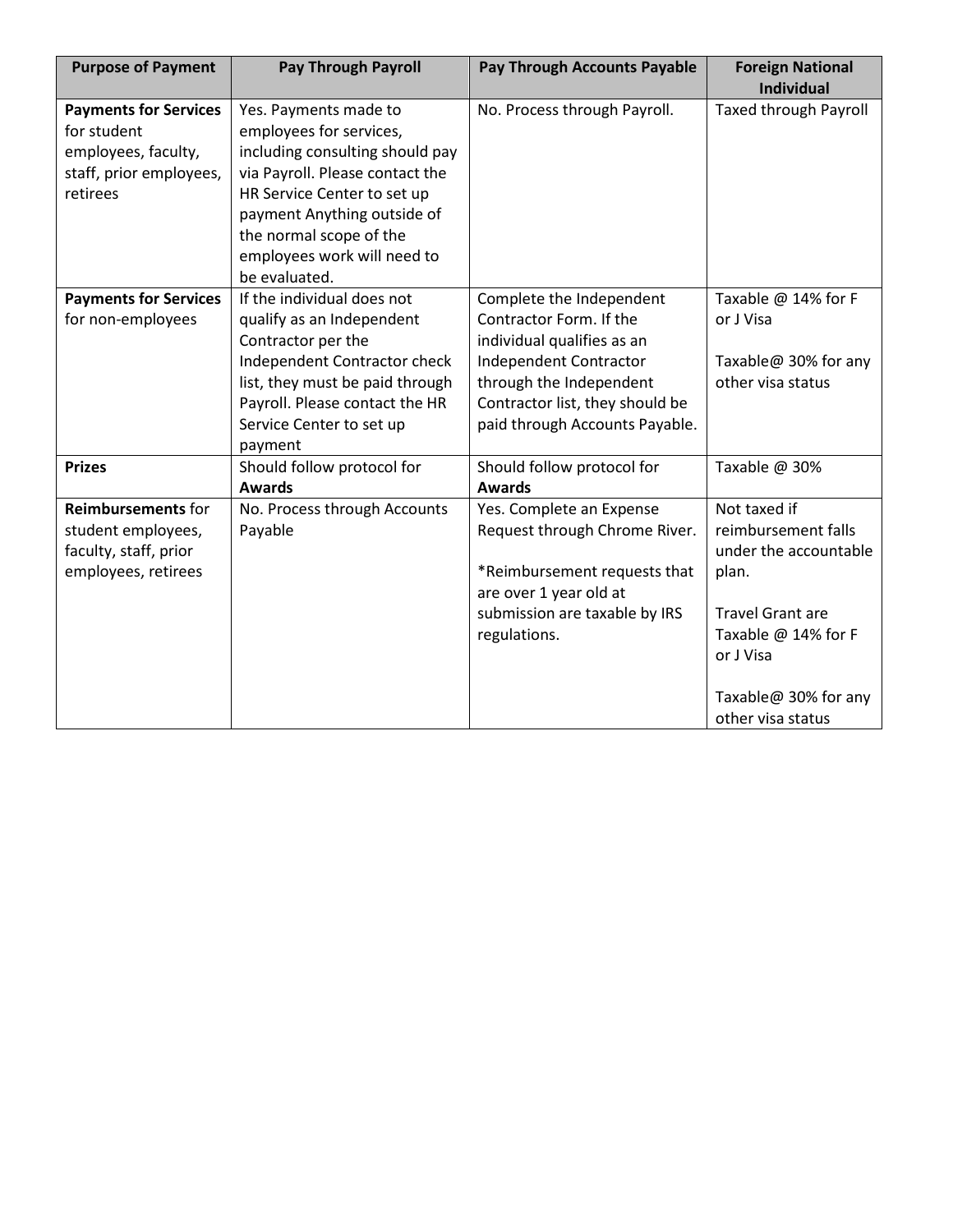| Purpose of Payment | Pay Through Payroll | Pay Through Accounts Payable | Foreign National Individual |
|---|---|---|---|
| **Payments for Services** for student employees, faculty, staff, prior employees, retirees | Yes. Payments made to employees for services, including consulting should pay via Payroll. Please contact the HR Service Center to set up payment Anything outside of the normal scope of the employees work will need to be evaluated. | No. Process through Payroll. | Taxed through Payroll |
| **Payments for Services** for non-employees | If the individual does not qualify as an Independent Contractor per the Independent Contractor check list, they must be paid through Payroll. Please contact the HR Service Center to set up payment | Complete the Independent Contractor Form. If the individual qualifies as an Independent Contractor through the Independent Contractor list, they should be paid through Accounts Payable. | Taxable @ 14% for F or J Visa<br><br>Taxable@ 30% for any other visa status |
| **Prizes** | Should follow protocol for **Awards** | Should follow protocol for **Awards** | Taxable @ 30% |
| **Reimbursements** for student employees, faculty, staff, prior employees, retirees | No. Process through Accounts Payable | Yes. Complete an Expense Request through Chrome River.<br><br>*Reimbursement requests that are over 1 year old at submission are taxable by IRS regulations. | Not taxed if reimbursement falls under the accountable plan.<br><br>Travel Grant are Taxable @ 14% for F or J Visa<br><br>Taxable@ 30% for any other visa status |